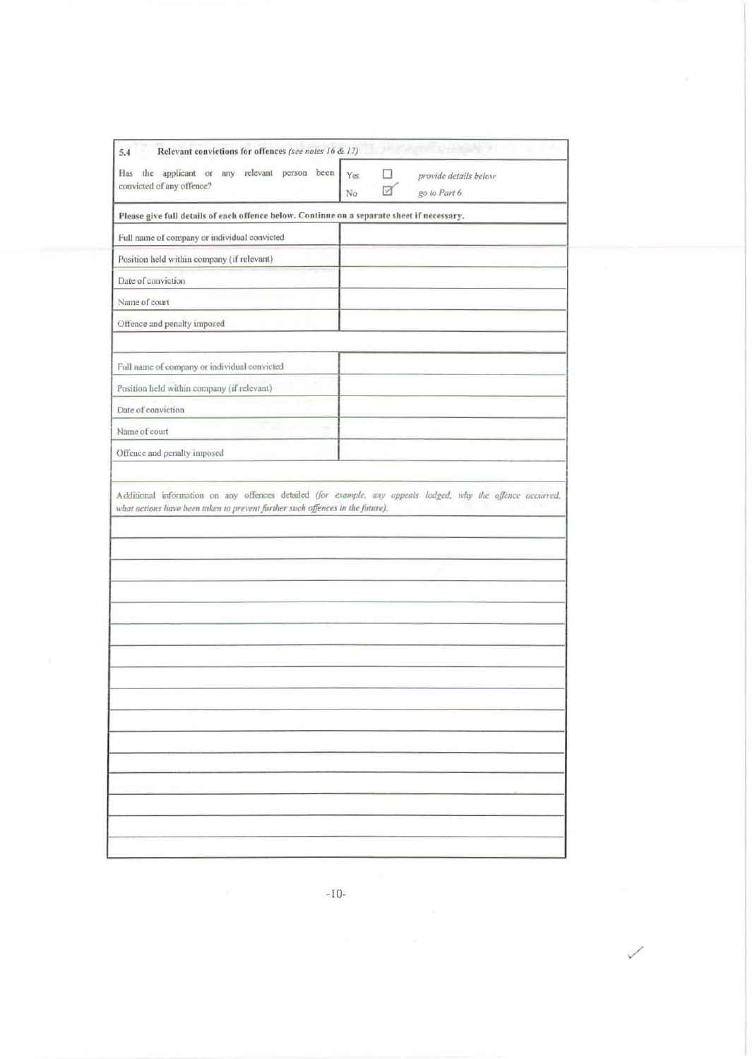## 5.4 Relevant convictions for offences *(see notes 16 & 17)*

| Has the applicant or any relevant person been convicted of any offence? | Yes ☐ *provide details below* <br> No ☑ *go to Part 6* |
|---|---|

**Please give full details of each offence below. Continue on a separate sheet if necessary.**

| | |
|---|---|
| Full name of company or individual convicted | |
| Position held within company (if relevant) | |
| Date of conviction | |
| Name of court | |
| Offence and penalty imposed | |

| | |
|---|---|
| Full name of company or individual convicted | |
| Position held within company (if relevant) | |
| Date of conviction | |
| Name of court | |
| Offence and penalty imposed | |

Additional information on any offences detailed *(for example, any appeals lodged, why the offence occurred, what actions have been taken to prevent further such offences in the future).*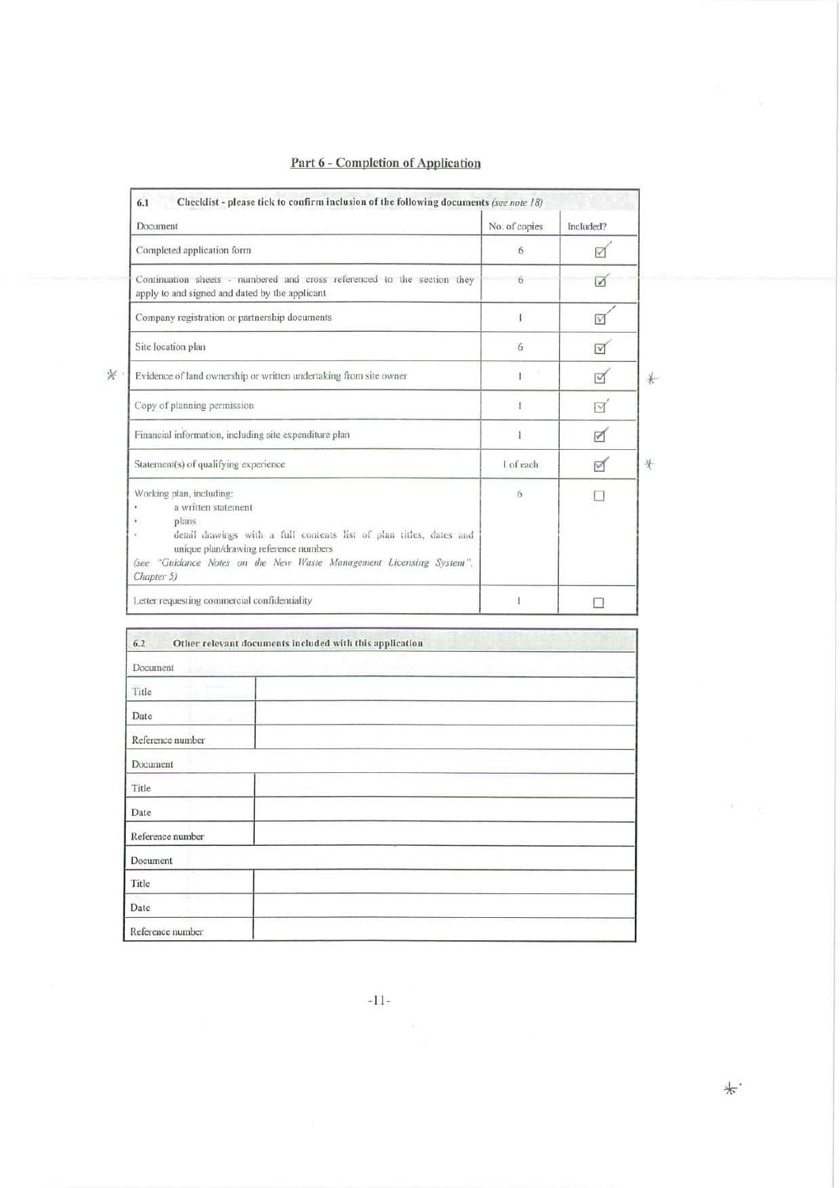## Part 6 - Completion of Application

| 6.1 Checklist - please tick to confirm inclusion of the following documents *(see note 18)* | | |
|---|---|---|
| Document | No. of copies | Included? |
| Completed application form | 6 | ☑ |
| Continuation sheets - numbered and cross referenced to the section they apply to and signed and dated by the applicant | 6 | ☑ |
| Company registration or partnership documents | 1 | ☑ |
| Site location plan | 6 | ☑ |
| Evidence of land ownership or written undertaking from site owner | 1 | ☑ |
| Copy of planning permission | 1 | ☑ |
| Financial information, including site expenditure plan | 1 | ☑ |
| Statement(s) of qualifying experience | 1 of each | ☑ |
| Working plan, including: • a written statement • plans • detail drawings with a full contents list of plan titles, dates and unique plan/drawing reference numbers *(see "Guidance Notes on the New Waste Management Licensing System", Chapter 5)* | 6 | ☐ |
| Letter requesting commercial confidentiality | 1 | ☐ |

| 6.2 Other relevant documents included with this application | |
|---|---|
| Document | |
| Title | |
| Date | |
| Reference number | |
| Document | |
| Title | |
| Date | |
| Reference number | |
| Document | |
| Title | |
| Date | |
| Reference number | |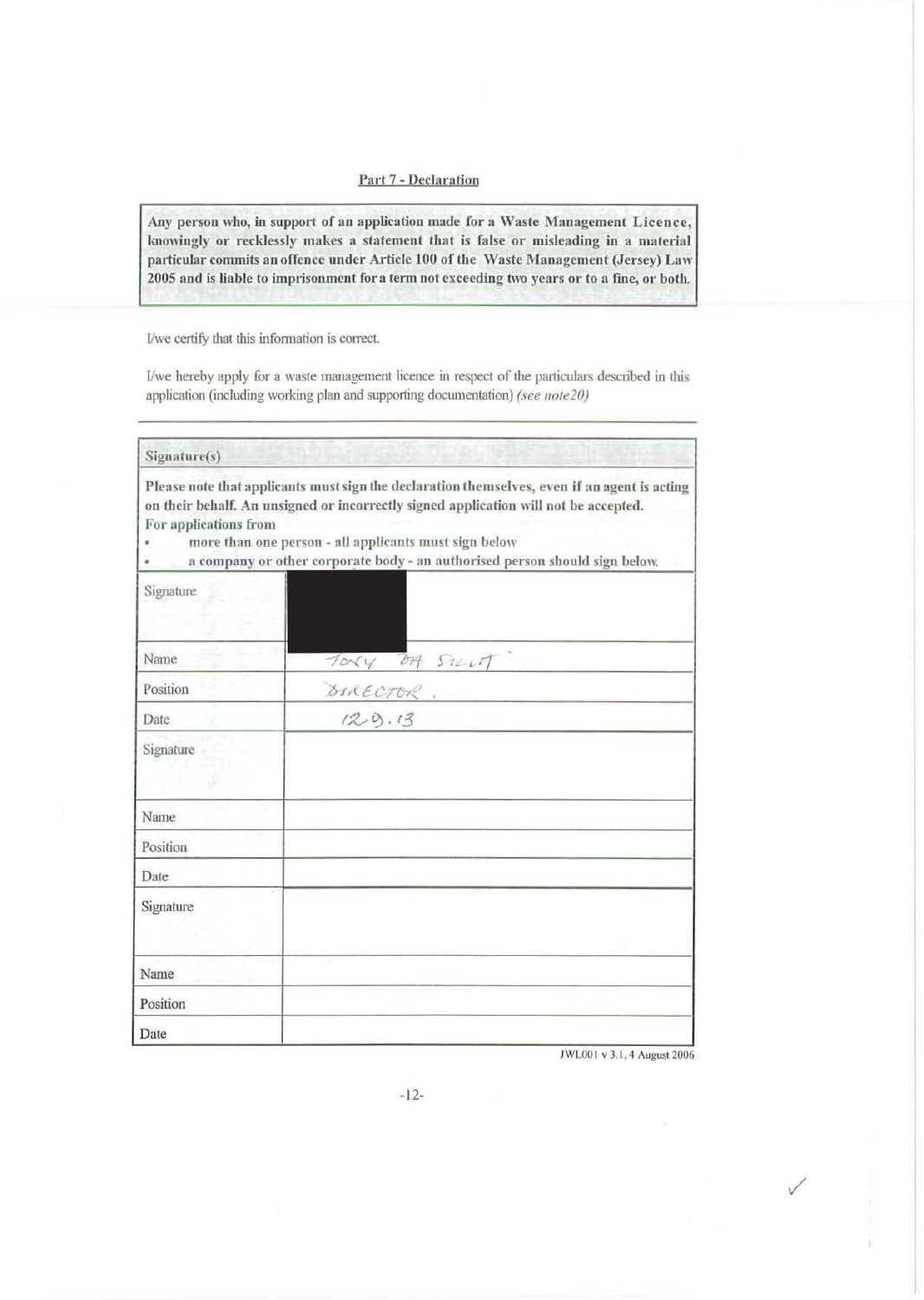## Part 7 - Declaration

**Any person who, in support of an application made for a Waste Management Licence, knowingly or recklessly makes a statement that is false or misleading in a material particular commits an offence under Article 100 of the Waste Management (Jersey) Law 2005 and is liable to imprisonment for a term not exceeding two years or to a fine, or both.**

I/we certify that this information is correct.

I/we hereby apply for a waste management licence in respect of the particulars described in this application (including working plan and supporting documentation) *(see note20)*

**Signature(s)**

**Please note that applicants must sign the declaration themselves, even if an agent is acting on their behalf. An unsigned or incorrectly signed application will not be accepted.**
**For applications from**

- **more than one person - all applicants must sign below**
- **a company or other corporate body - an authorised person should sign below.**

| | |
|---|---|
| Signature | |
| Name | TONY ?? SCOTT |
| Position | DIRECTOR. |
| Date | 12.9.13 |
| Signature | |
| Name | |
| Position | |
| Date | |
| Signature | |
| Name | |
| Position | |
| Date | |

JWL001 v 3.1, 4 August 2006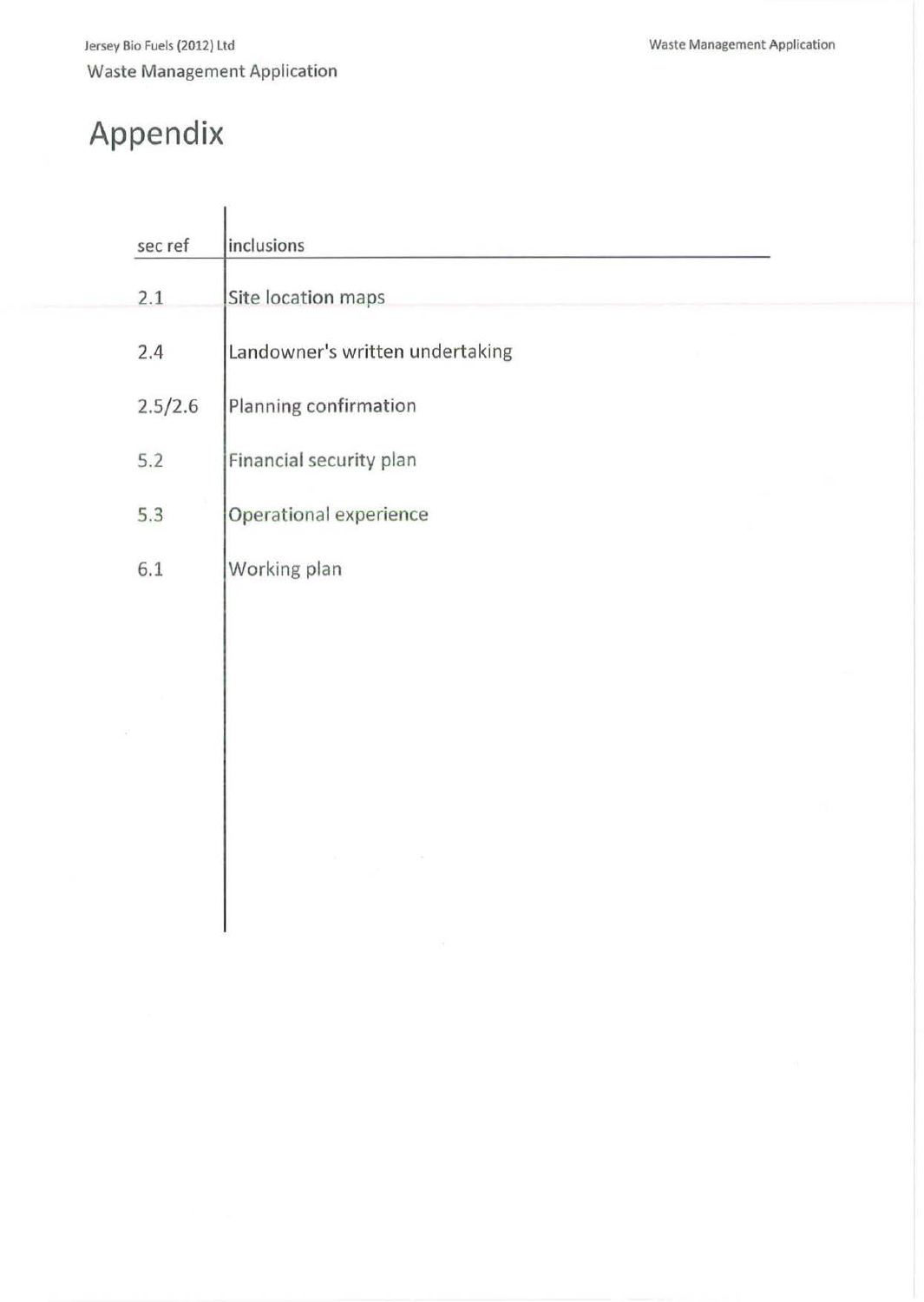# Appendix

| sec ref | inclusions |
| --- | --- |
| 2.1 | Site location maps |
| 2.4 | Landowner's written undertaking |
| 2.5/2.6 | Planning confirmation |
| 5.2 | Financial security plan |
| 5.3 | Operational experience |
| 6.1 | Working plan |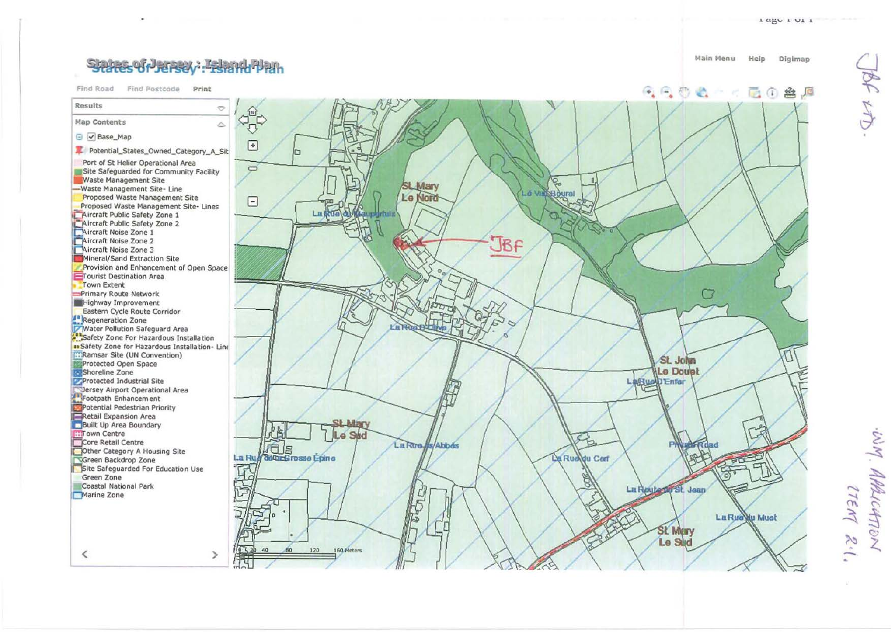# States of Jersey : Island Plan

Main Menu | Help | Digimap

Find Road | Find Postcode | Print

**Results**

**Map Contents**

- Base_Map
- Potential_States_Owned_Category_A_Sit
- Port of St Helier Operational Area
- Site Safeguarded for Community Facility
- Waste Management Site
- Waste Management Site- Line
- Proposed Waste Management Site
- Proposed Waste Management Site- Lines
- Aircraft Public Safety Zone 1
- Aircraft Public Safety Zone 2
- Aircraft Noise Zone 1
- Aircraft Noise Zone 2
- Aircraft Noise Zone 3
- Mineral/Sand Extraction Site
- Provision and Enhancement of Open Space
- Tourist Destination Area
- Town Extent
- Primary Route Network
- Highway Improvement
- Eastern Cycle Route Corridor
- Regeneration Zone
- Water Pollution Safeguard Area
- Safety Zone For Hazardous Installation
- Safety Zone for Hazardous Installation- Line
- Ramsar Site (UN Convention)
- Protected Open Space
- Shoreline Zone
- Protected Industrial Site
- Jersey Airport Operational Area
- Footpath Enhancement
- Potential Pedestrian Priority
- Retail Expansion Area
- Built Up Area Boundary
- Town Centre
- Core Retail Centre
- Other Category A Housing Site
- Green Backdrop Zone
- Site Safeguarded For Education Use
- Green Zone
- Coastal National Park
- Marine Zone

St Mary Le Nord | La Rue du Maupertuis | Le Val Bourel | JBF | La Rue D'Olive | St John Le Douet | La Rue D'Enfer | St Mary Le Sud | La Rue des Abbés | La Rue de la Grosse Épine | La Rue du Carf | Private Road | La Route de St Jean | La Rue du Muet | St Mary Le Sud

0 20 40 80 120 160 Meters

JBF LTD.

W.M. APPLICATION ITEM 2.1.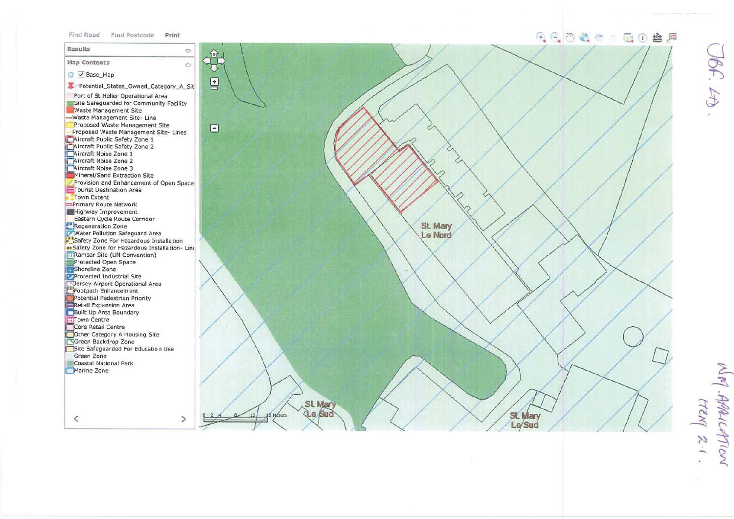Find Road Find Postcode Print

**Results**

**Map Contents**

- Base_Map
- Potential_States_Owned_Category_A_Sit
- Port of St Helier Operational Area
- Site Safeguarded for Community Facility
- Waste Management Site
- Waste Management Site- Line
- Proposed Waste Management Site
- Proposed Waste Management Site- Lines
- Aircraft Public Safety Zone 1
- Aircraft Public Safety Zone 2
- Aircraft Noise Zone 1
- Aircraft Noise Zone 2
- Aircraft Noise Zone 3
- Mineral/Sand Extraction Site
- Provision and Enhancement of Open Space
- Tourist Destination Area
- Town Extent
- Primary Route Network
- Highway Improvement
- Eastern Cycle Route Corridor
- Regeneration Zone
- Water Pollution Safeguard Area
- Safety Zone For Hazardous Installation
- Safety Zone for Hazardous Installation- Line
- Ramsar Site (UN Convention)
- Protected Open Space
- Shoreline Zone
- Protected Industrial Site
- Jersey Airport Operational Area
- Footpath Enhancement
- Potential Pedestrian Priority
- Retail Expansion Area
- Built Up Area Boundary
- Town Centre
- Core Retail Centre
- Other Category A Housing Site
- Green Backdrop Zone
- Site Safeguarded For Education Use
- Green Zone
- Coastal National Park
- Marine Zone

St Mary Le Nord

St Mary Le Sud

St Mary Le Sud

0 2 4 8 12 16 Meters

JBF Ltd.

Map Application Item 2.1.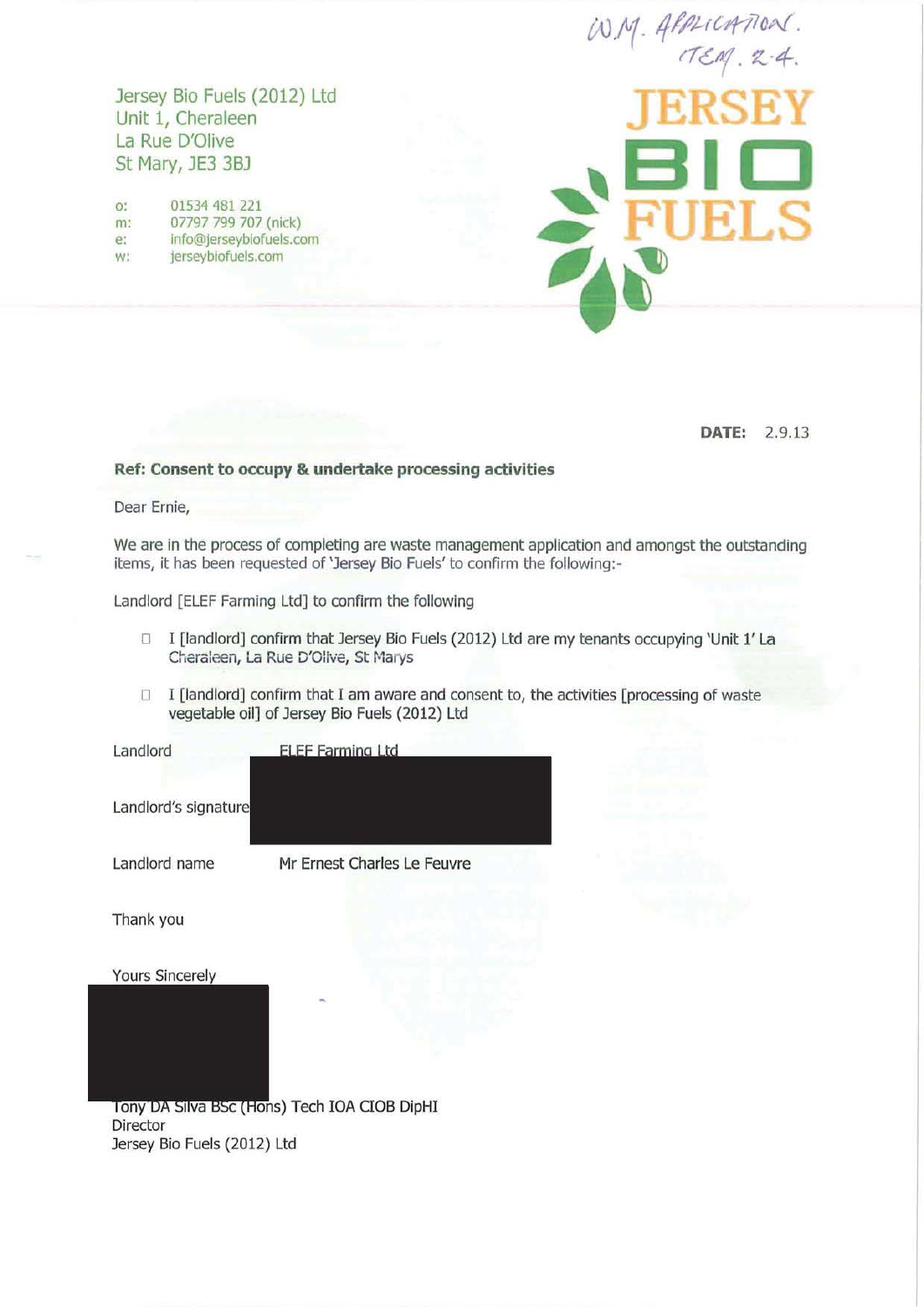W.M. APPLICATION.
ITEM. 2-4.

Jersey Bio Fuels (2012) Ltd
Unit 1, Cheraleen
La Rue D'Olive
St Mary, JE3 3BJ

o: 01534 481 221
m: 07797 799 707 (nick)
e: info@jerseybiofuels.com
w: jerseybiofuels.com

JERSEY
BIO
FUELS

**DATE:** 2.9.13

**Ref: Consent to occupy & undertake processing activities**

Dear Ernie,

We are in the process of completing are waste management application and amongst the outstanding items, it has been requested of 'Jersey Bio Fuels' to confirm the following:-

Landlord [ELEF Farming Ltd] to confirm the following

- ☐ I [landlord] confirm that Jersey Bio Fuels (2012) Ltd are my tenants occupying 'Unit 1' La Cheraleen, La Rue D'Olive, St Marys
- ☐ I [landlord] confirm that I am aware and consent to, the activities [processing of waste vegetable oil] of Jersey Bio Fuels (2012) Ltd

Landlord ELEF Farming Ltd

Landlord's signature

Landlord name Mr Ernest Charles Le Feuvre

Thank you

Yours Sincerely

Tony DA Silva BSc (Hons) Tech IOA CIOB DipHI
Director
Jersey Bio Fuels (2012) Ltd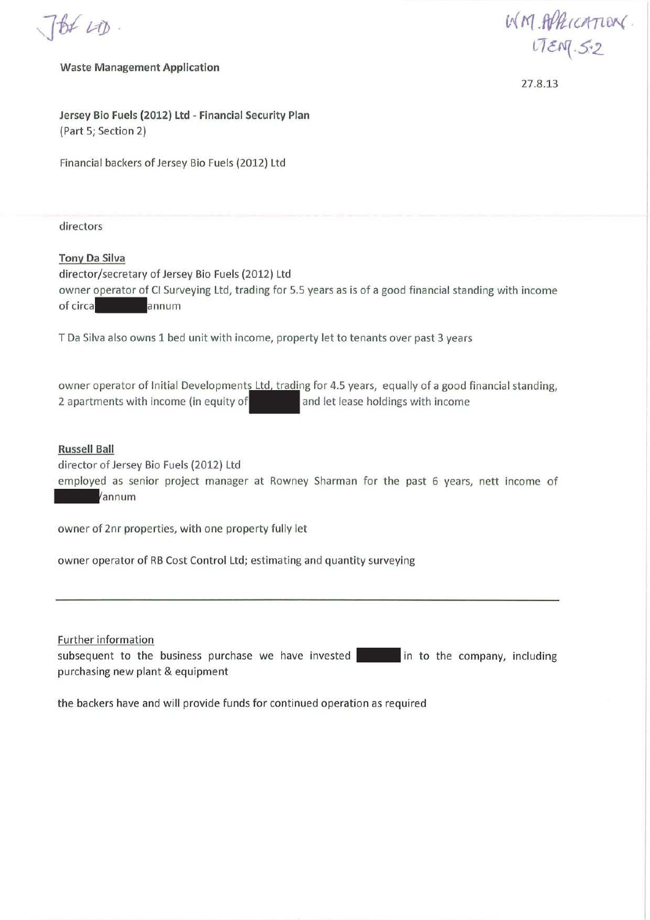JBF LTD.

WM. APPLICATION.
ITEM. 5.2

**Waste Management Application**

27.8.13

**Jersey Bio Fuels (2012) Ltd - Financial Security Plan**
(Part 5; Section 2)

Financial backers of Jersey Bio Fuels (2012) Ltd

directors

**Tony Da Silva**
director/secretary of Jersey Bio Fuels (2012) Ltd
owner operator of CI Surveying Ltd, trading for 5.5 years as is of a good financial standing with income of circa [redacted] annum

T Da Silva also owns 1 bed unit with income, property let to tenants over past 3 years

owner operator of Initial Developments Ltd, trading for 4.5 years, equally of a good financial standing, 2 apartments with income (in equity of [redacted] and let lease holdings with income

**Russell Ball**
director of Jersey Bio Fuels (2012) Ltd
employed as senior project manager at Rowney Sharman for the past 6 years, nett income of [redacted]/annum

owner of 2nr properties, with one property fully let

owner operator of RB Cost Control Ltd; estimating and quantity surveying

---

Further information
subsequent to the business purchase we have invested [redacted] in to the company, including purchasing new plant & equipment

the backers have and will provide funds for continued operation as required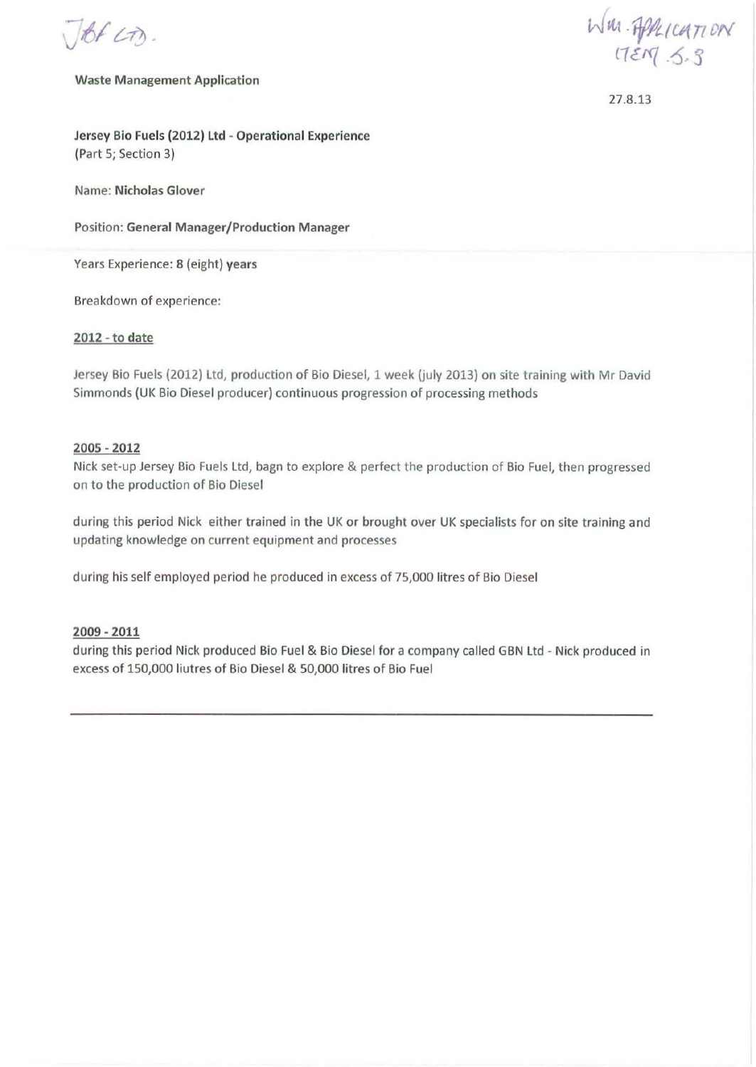JBF LTD.

WM. APPLICATION ITEM 5.3

**Waste Management Application**

27.8.13

**Jersey Bio Fuels (2012) Ltd - Operational Experience**
(Part 5; Section 3)

Name: **Nicholas Glover**

Position: **General Manager/Production Manager**

Years Experience: **8 (eight) years**

Breakdown of experience:

**2012 - to date**

Jersey Bio Fuels (2012) Ltd, production of Bio Diesel, 1 week (july 2013) on site training with Mr David Simmonds (UK Bio Diesel producer) continuous progression of processing methods

**2005 - 2012**

Nick set-up Jersey Bio Fuels Ltd, bagn to explore & perfect the production of Bio Fuel, then progressed on to the production of Bio Diesel

during this period Nick either trained in the UK or brought over UK specialists for on site training and updating knowledge on current equipment and processes

during his self employed period he produced in excess of 75,000 litres of Bio Diesel

**2009 - 2011**

during this period Nick produced Bio Fuel & Bio Diesel for a company called GBN Ltd - Nick produced in excess of 150,000 liutres of Bio Diesel & 50,000 litres of Bio Fuel

---